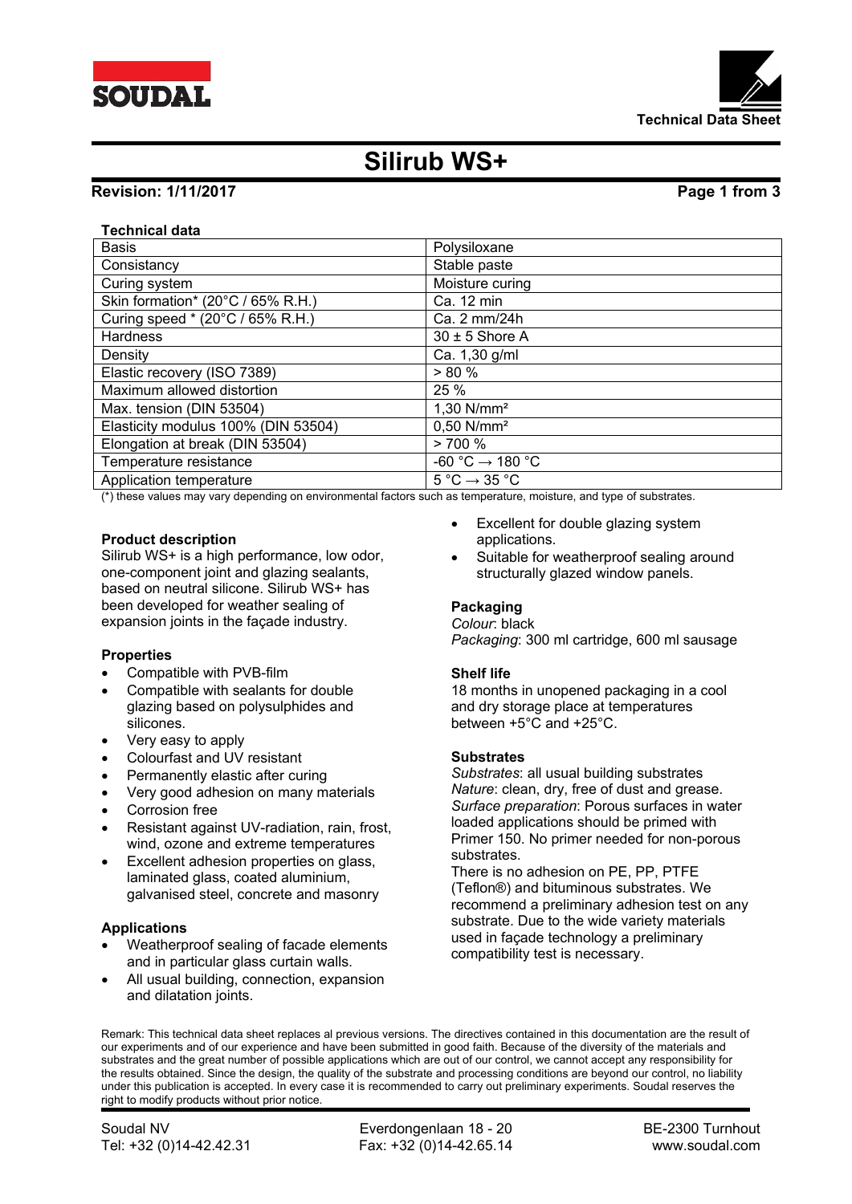# Silirub WS+

**Revision: 1/11/2017**

**Technical data**

| Basis | Polysiloxane |
|---|---|
| Consistancy | Stable paste |
| Curing system | Moisture curing |
| Skin formation* (20°C / 65% R.H.) | Ca. 12 min |
| Curing speed * (20°C / 65% R.H.) | Ca. 2 mm/24h |
| Hardness | 30 ± 5 Shore A |
| Density | Ca. 1,30 g/ml |
| Elastic recovery (ISO 7389) | > 80 % |
| Maximum allowed distortion | 25 % |
| Max. tension (DIN 53504) | 1,30 N/mm² |
| Elasticity modulus 100% (DIN 53504) | 0,50 N/mm² |
| Elongation at break (DIN 53504) | > 700 % |
| Temperature resistance | -60 °C → 180 °C |
| Application temperature | 5 °C → 35 °C |

(*) these values may vary depending on environmental factors such as temperature, moisture, and type of substrates.

**Product description**

Silirub WS+ is a high performance, low odor, one-component joint and glazing sealants, based on neutral silicone. Silirub WS+ has been developed for weather sealing of expansion joints in the façade industry.

**Properties**

- Compatible with PVB-film
- Compatible with sealants for double glazing based on polysulphides and silicones.
- Very easy to apply
- Colourfast and UV resistant
- Permanently elastic after curing
- Very good adhesion on many materials
- Corrosion free
- Resistant against UV-radiation, rain, frost, wind, ozone and extreme temperatures
- Excellent adhesion properties on glass, laminated glass, coated aluminium, galvanised steel, concrete and masonry

**Applications**

- Weatherproof sealing of facade elements and in particular glass curtain walls.
- All usual building, connection, expansion and dilatation joints.
- Excellent for double glazing system applications.
- Suitable for weatherproof sealing around structurally glazed window panels.

**Packaging**

*Colour*: black
*Packaging*: 300 ml cartridge, 600 ml sausage

**Shelf life**

18 months in unopened packaging in a cool and dry storage place at temperatures between +5°C and +25°C.

**Substrates**

*Substrates*: all usual building substrates
*Nature*: clean, dry, free of dust and grease.
*Surface preparation*: Porous surfaces in water loaded applications should be primed with Primer 150. No primer needed for non-porous substrates.
There is no adhesion on PE, PP, PTFE (Teflon®) and bituminous substrates. We recommend a preliminary adhesion test on any substrate. Due to the wide variety materials used in façade technology a preliminary compatibility test is necessary.

Remark: This technical data sheet replaces al previous versions. The directives contained in this documentation are the result of our experiments and of our experience and have been submitted in good faith. Because of the diversity of the materials and substrates and the great number of possible applications which are out of our control, we cannot accept any responsibility for the results obtained. Since the design, the quality of the substrate and processing conditions are beyond our control, no liability under this publication is accepted. In every case it is recommended to carry out preliminary experiments. Soudal reserves the right to modify products without prior notice.

Soudal NV | Everdongenlaan 18 - 20 | BE-2300 Turnhout
Tel: +32 (0)14-42.42.31 | Fax: +32 (0)14-42.65.14 | www.soudal.com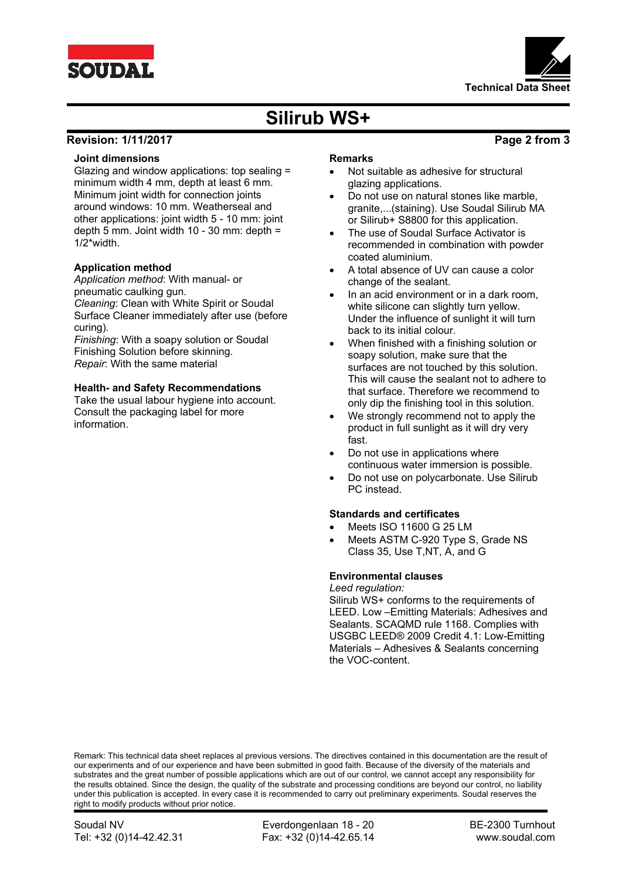#### Joint dimensions

Glazing and window applications: top sealing = minimum width 4 mm, depth at least 6 mm. Minimum joint width for connection joints around windows: 10 mm. Weatherseal and other applications: joint width 5 - 10 mm: joint depth 5 mm. Joint width 10 - 30 mm: depth = 1/2*width.

#### Application method

*Application method*: With manual- or pneumatic caulking gun.
*Cleaning*: Clean with White Spirit or Soudal Surface Cleaner immediately after use (before curing).
*Finishing*: With a soapy solution or Soudal Finishing Solution before skinning.
*Repair*: With the same material

#### Health- and Safety Recommendations

Take the usual labour hygiene into account. Consult the packaging label for more information.

#### Remarks

- Not suitable as adhesive for structural glazing applications.
- Do not use on natural stones like marble, granite,...(staining). Use Soudal Silirub MA or Silirub+ S8800 for this application.
- The use of Soudal Surface Activator is recommended in combination with powder coated aluminium.
- A total absence of UV can cause a color change of the sealant.
- In an acid environment or in a dark room, white silicone can slightly turn yellow. Under the influence of sunlight it will turn back to its initial colour.
- When finished with a finishing solution or soapy solution, make sure that the surfaces are not touched by this solution. This will cause the sealant not to adhere to that surface. Therefore we recommend to only dip the finishing tool in this solution.
- We strongly recommend not to apply the product in full sunlight as it will dry very fast.
- Do not use in applications where continuous water immersion is possible.
- Do not use on polycarbonate. Use Silirub PC instead.

#### Standards and certificates

- Meets ISO 11600 G 25 LM
- Meets ASTM C-920 Type S, Grade NS Class 35, Use T,NT, A, and G

#### Environmental clauses

*Leed regulation:*
Silirub WS+ conforms to the requirements of LEED. Low –Emitting Materials: Adhesives and Sealants. SCAQMD rule 1168. Complies with USGBC LEED® 2009 Credit 4.1: Low-Emitting Materials – Adhesives & Sealants concerning the VOC-content.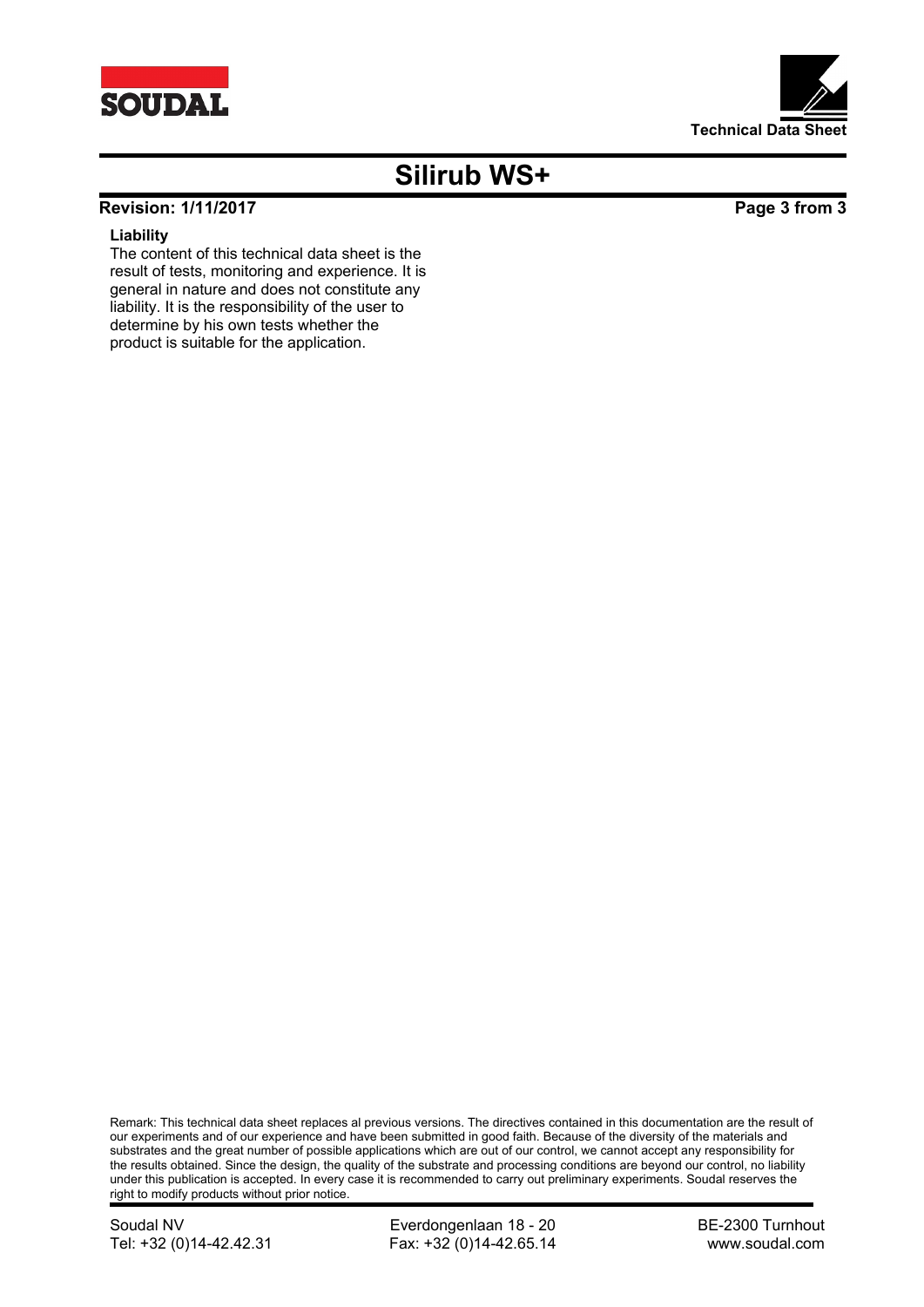# Silirub WS+

**Revision: 1/11/2017**

**Liability**

The content of this technical data sheet is the result of tests, monitoring and experience. It is general in nature and does not constitute any liability. It is the responsibility of the user to determine by his own tests whether the product is suitable for the application.

Remark: This technical data sheet replaces al previous versions. The directives contained in this documentation are the result of our experiments and of our experience and have been submitted in good faith. Because of the diversity of the materials and substrates and the great number of possible applications which are out of our control, we cannot accept any responsibility for the results obtained. Since the design, the quality of the substrate and processing conditions are beyond our control, no liability under this publication is accepted. In every case it is recommended to carry out preliminary experiments. Soudal reserves the right to modify products without prior notice.

Soudal NV　　Everdongenlaan 18 - 20　　BE-2300 Turnhout
Tel: +32 (0)14-42.42.31　　Fax: +32 (0)14-42.65.14　　www.soudal.com